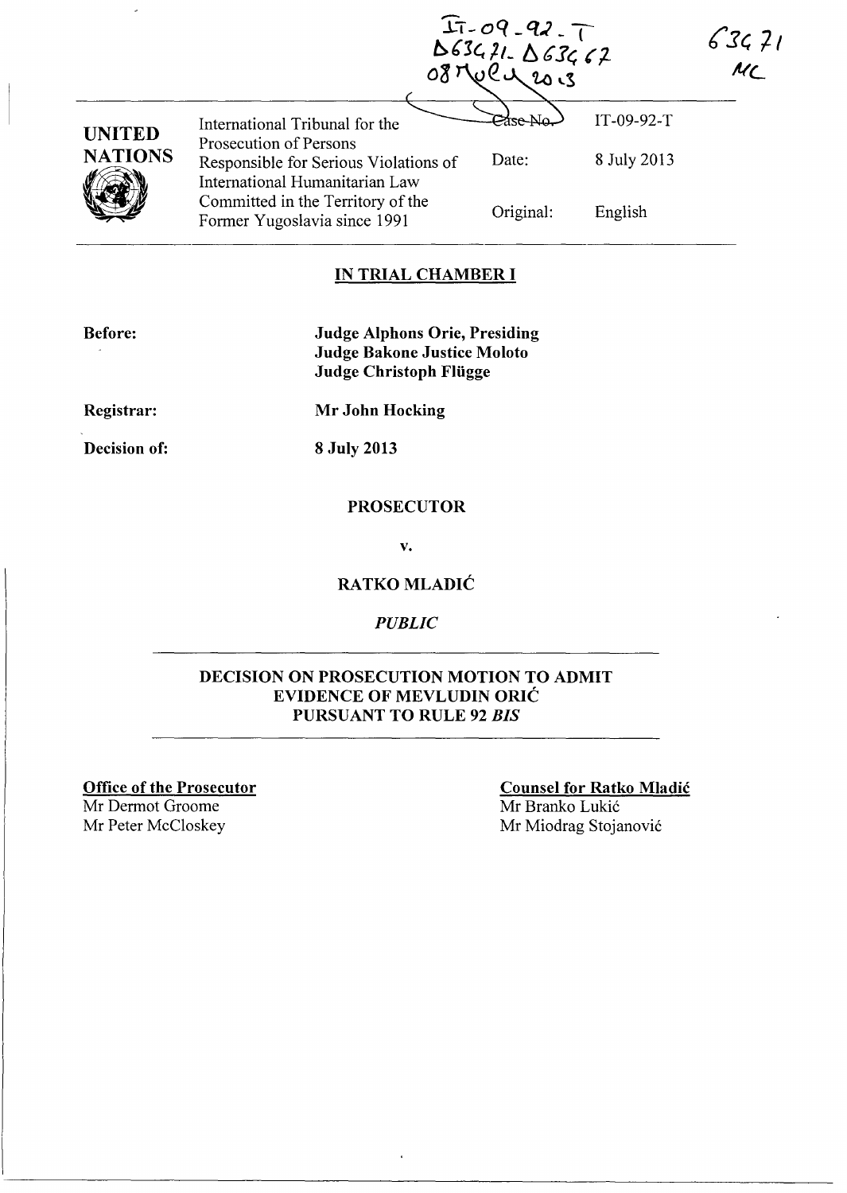IT-09-92-T
D63471- D63467
08 JULY 2013

63471
MC

| UNITED NATIONS | International Tribunal for the Prosecution of Persons Responsible for Serious Violations of International Humanitarian Law Committed in the Territory of the Former Yugoslavia since 1991 | Case No. | IT-09-92-T |
|---|---|---|---|
| | | Date: | 8 July 2013 |
| | | Original: | English |

## IN TRIAL CHAMBER I

**Before:** **Judge Alphons Orie, Presiding**
**Judge Bakone Justice Moloto**
**Judge Christoph Flügge**

**Registrar:** **Mr John Hocking**

**Decision of:** **8 July 2013**

**PROSECUTOR**

**v.**

**RATKO MLADIĆ**

***PUBLIC***

**DECISION ON PROSECUTION MOTION TO ADMIT EVIDENCE OF MEVLUDIN ORIĆ PURSUANT TO RULE 92 *BIS***

**Office of the Prosecutor**
Mr Dermot Groome
Mr Peter McCloskey

**Counsel for Ratko Mladić**
Mr Branko Lukić
Mr Miodrag Stojanović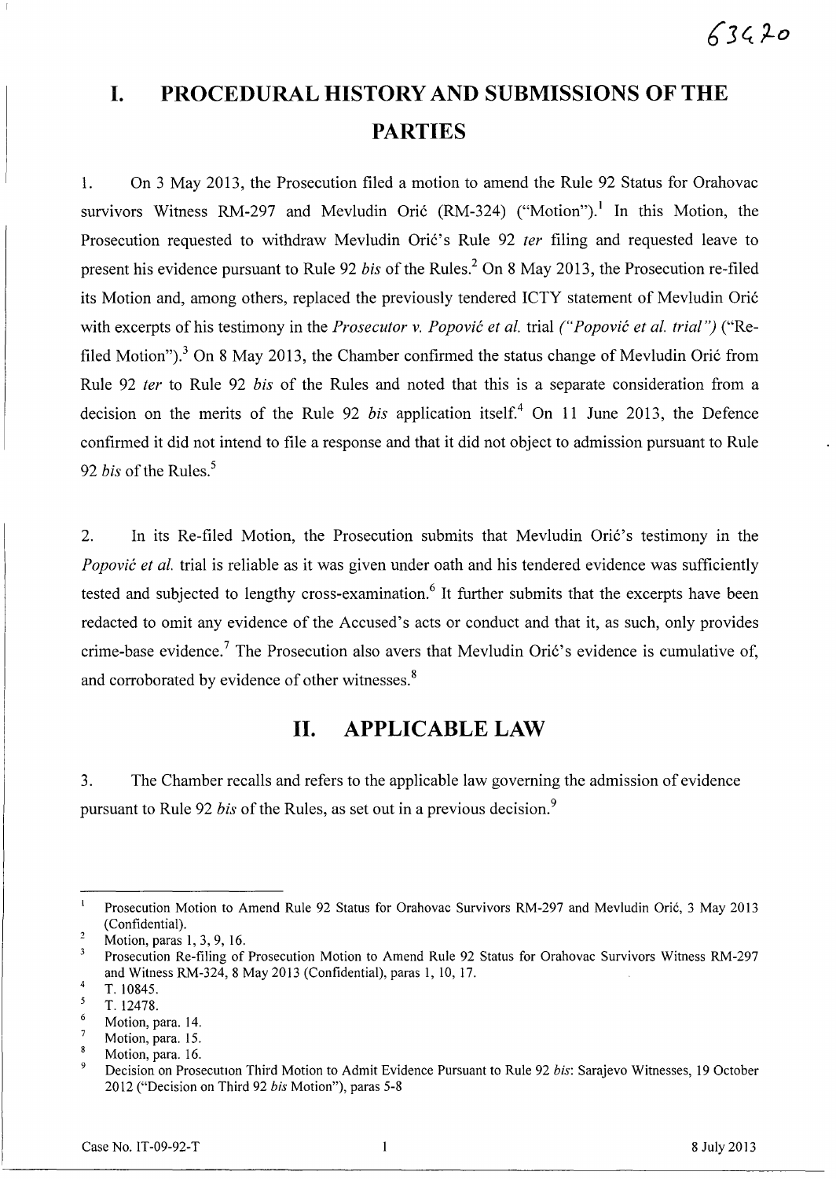# I. PROCEDURAL HISTORY AND SUBMISSIONS OF THE PARTIES

1. On 3 May 2013, the Prosecution filed a motion to amend the Rule 92 Status for Orahovac survivors Witness RM-297 and Mevludin Orić (RM-324) ("Motion").[1] In this Motion, the Prosecution requested to withdraw Mevludin Orić's Rule 92 *ter* filing and requested leave to present his evidence pursuant to Rule 92 *bis* of the Rules.[2] On 8 May 2013, the Prosecution re-filed its Motion and, among others, replaced the previously tendered ICTY statement of Mevludin Orić with excerpts of his testimony in the *Prosecutor v. Popović et al.* trial *("Popović et al. trial")* ("Re-filed Motion").[3] On 8 May 2013, the Chamber confirmed the status change of Mevludin Orić from Rule 92 *ter* to Rule 92 *bis* of the Rules and noted that this is a separate consideration from a decision on the merits of the Rule 92 *bis* application itself.[4] On 11 June 2013, the Defence confirmed it did not intend to file a response and that it did not object to admission pursuant to Rule 92 *bis* of the Rules.[5]

2. In its Re-filed Motion, the Prosecution submits that Mevludin Orić's testimony in the *Popović et al.* trial is reliable as it was given under oath and his tendered evidence was sufficiently tested and subjected to lengthy cross-examination.[6] It further submits that the excerpts have been redacted to omit any evidence of the Accused's acts or conduct and that it, as such, only provides crime-base evidence.[7] The Prosecution also avers that Mevludin Orić's evidence is cumulative of, and corroborated by evidence of other witnesses.[8]

# II. APPLICABLE LAW

3. The Chamber recalls and refers to the applicable law governing the admission of evidence pursuant to Rule 92 *bis* of the Rules, as set out in a previous decision.[9]

---

[1] Prosecution Motion to Amend Rule 92 Status for Orahovac Survivors RM-297 and Mevludin Orić, 3 May 2013 (Confidential).

[2] Motion, paras 1, 3, 9, 16.

[3] Prosecution Re-filing of Prosecution Motion to Amend Rule 92 Status for Orahovac Survivors Witness RM-297 and Witness RM-324, 8 May 2013 (Confidential), paras 1, 10, 17.

[4] T. 10845.

[5] T. 12478.

[6] Motion, para. 14.

[7] Motion, para. 15.

[8] Motion, para. 16.

[9] Decision on Prosecution Third Motion to Admit Evidence Pursuant to Rule 92 *bis*: Sarajevo Witnesses, 19 October 2012 ("Decision on Third 92 *bis* Motion"), paras 5-8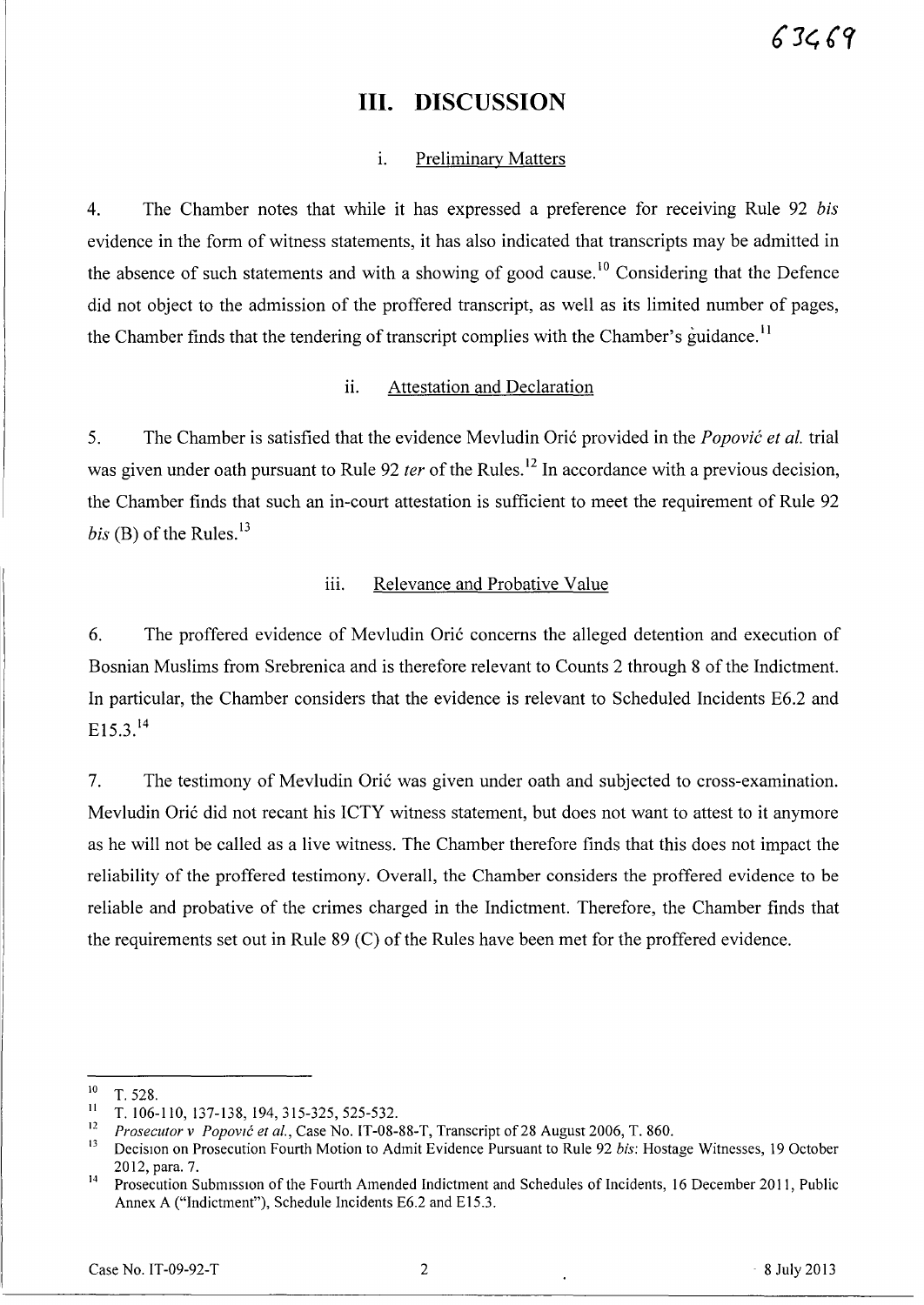# III. DISCUSSION

## i. Preliminary Matters

4. The Chamber notes that while it has expressed a preference for receiving Rule 92 *bis* evidence in the form of witness statements, it has also indicated that transcripts may be admitted in the absence of such statements and with a showing of good cause.[10] Considering that the Defence did not object to the admission of the proffered transcript, as well as its limited number of pages, the Chamber finds that the tendering of transcript complies with the Chamber's guidance.[11]

## ii. Attestation and Declaration

5. The Chamber is satisfied that the evidence Mevludin Orić provided in the *Popović et al.* trial was given under oath pursuant to Rule 92 *ter* of the Rules.[12] In accordance with a previous decision, the Chamber finds that such an in-court attestation is sufficient to meet the requirement of Rule 92 *bis* (B) of the Rules.[13]

## iii. Relevance and Probative Value

6. The proffered evidence of Mevludin Orić concerns the alleged detention and execution of Bosnian Muslims from Srebrenica and is therefore relevant to Counts 2 through 8 of the Indictment. In particular, the Chamber considers that the evidence is relevant to Scheduled Incidents E6.2 and E15.3.[14]

7. The testimony of Mevludin Orić was given under oath and subjected to cross-examination. Mevludin Orić did not recant his ICTY witness statement, but does not want to attest to it anymore as he will not be called as a live witness. The Chamber therefore finds that this does not impact the reliability of the proffered testimony. Overall, the Chamber considers the proffered evidence to be reliable and probative of the crimes charged in the Indictment. Therefore, the Chamber finds that the requirements set out in Rule 89 (C) of the Rules have been met for the proffered evidence.

---

[10] T. 528.

[11] T. 106-110, 137-138, 194, 315-325, 525-532.

[12] *Prosecutor v Popović et al.*, Case No. IT-08-88-T, Transcript of 28 August 2006, T. 860.

[13] Decision on Prosecution Fourth Motion to Admit Evidence Pursuant to Rule 92 *bis*: Hostage Witnesses, 19 October 2012, para. 7.

[14] Prosecution Submission of the Fourth Amended Indictment and Schedules of Incidents, 16 December 2011, Public Annex A ("Indictment"), Schedule Incidents E6.2 and E15.3.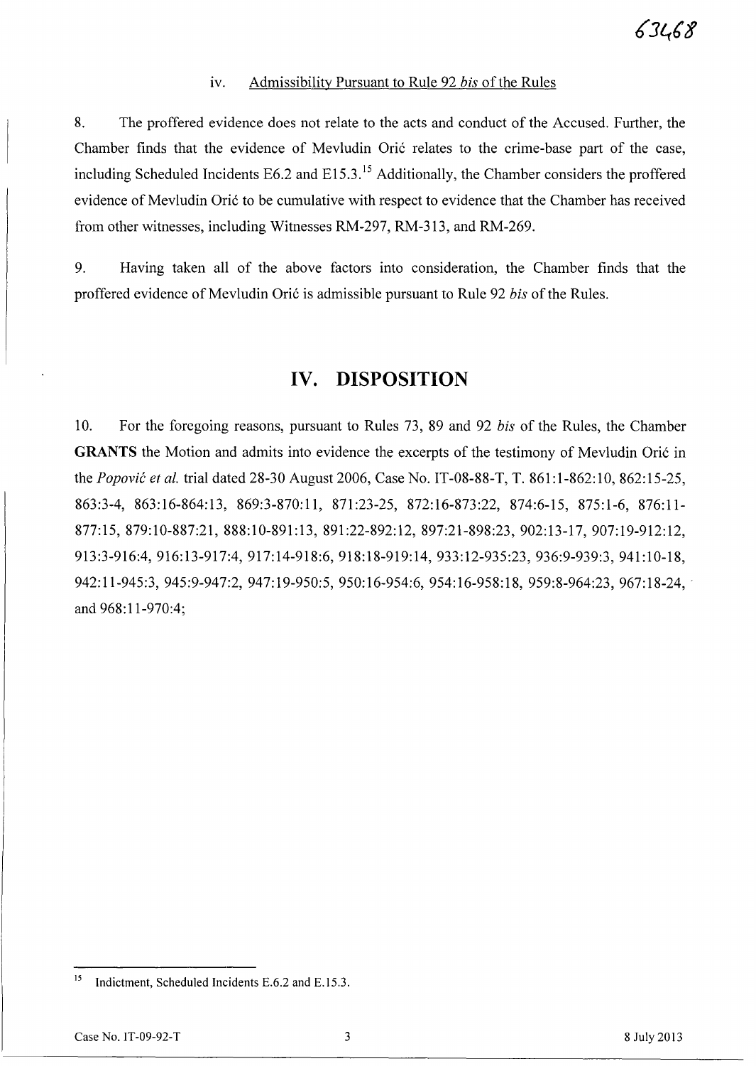iv. Admissibility Pursuant to Rule 92 *bis* of the Rules

8. The proffered evidence does not relate to the acts and conduct of the Accused. Further, the Chamber finds that the evidence of Mevludin Orić relates to the crime-base part of the case, including Scheduled Incidents E6.2 and E15.3.[15] Additionally, the Chamber considers the proffered evidence of Mevludin Orić to be cumulative with respect to evidence that the Chamber has received from other witnesses, including Witnesses RM-297, RM-313, and RM-269.

9. Having taken all of the above factors into consideration, the Chamber finds that the proffered evidence of Mevludin Orić is admissible pursuant to Rule 92 *bis* of the Rules.

# IV. DISPOSITION

10. For the foregoing reasons, pursuant to Rules 73, 89 and 92 *bis* of the Rules, the Chamber **GRANTS** the Motion and admits into evidence the excerpts of the testimony of Mevludin Orić in the *Popović et al.* trial dated 28-30 August 2006, Case No. IT-08-88-T, T. 861:1-862:10, 862:15-25, 863:3-4, 863:16-864:13, 869:3-870:11, 871:23-25, 872:16-873:22, 874:6-15, 875:1-6, 876:11-877:15, 879:10-887:21, 888:10-891:13, 891:22-892:12, 897:21-898:23, 902:13-17, 907:19-912:12, 913:3-916:4, 916:13-917:4, 917:14-918:6, 918:18-919:14, 933:12-935:23, 936:9-939:3, 941:10-18, 942:11-945:3, 945:9-947:2, 947:19-950:5, 950:16-954:6, 954:16-958:18, 959:8-964:23, 967:18-24, and 968:11-970:4;

[15] Indictment, Scheduled Incidents E.6.2 and E.15.3.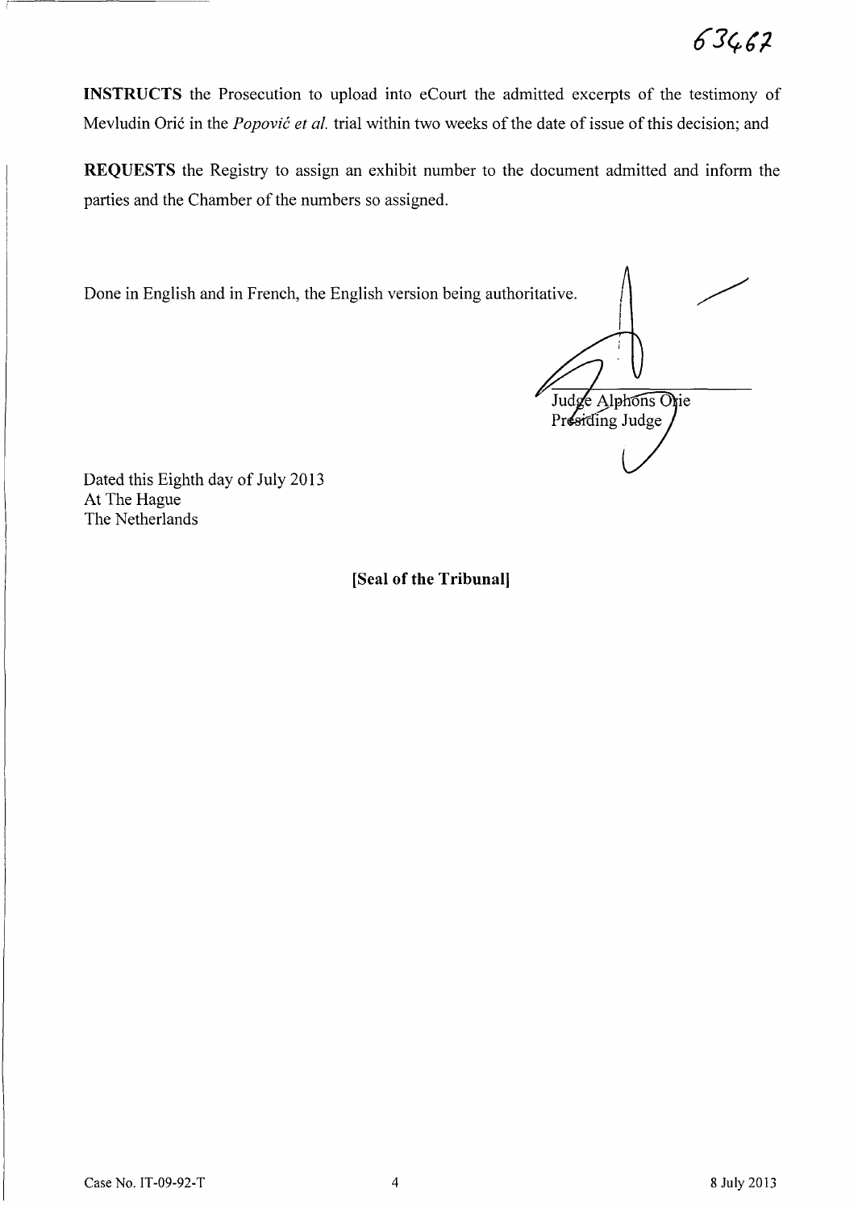**INSTRUCTS** the Prosecution to upload into eCourt the admitted excerpts of the testimony of Mevludin Orić in the *Popović et al.* trial within two weeks of the date of issue of this decision; and

**REQUESTS** the Registry to assign an exhibit number to the document admitted and inform the parties and the Chamber of the numbers so assigned.

Done in English and in French, the English version being authoritative.

Judge Alphons Orie
Presiding Judge

Dated this Eighth day of July 2013
At The Hague
The Netherlands

**[Seal of the Tribunal]**